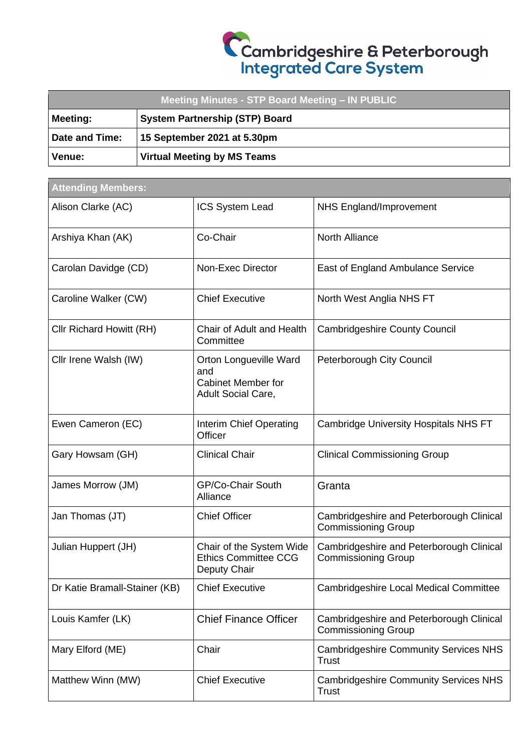Cambridgeshire & Peterborough Integrated Care System

| Meeting Minutes - STP Board Meeting – IN PUBLIC | |
|---|---|
| **Meeting:** | **System Partnership (STP) Board** |
| **Date and Time:** | **15 September 2021 at 5.30pm** |
| **Venue:** | **Virtual Meeting by MS Teams** |

| Attending Members: | | |
|---|---|---|
| Alison Clarke (AC) | ICS System Lead | NHS England/Improvement |
| Arshiya Khan (AK) | Co-Chair | North Alliance |
| Carolan Davidge (CD) | Non-Exec Director | East of England Ambulance Service |
| Caroline Walker (CW) | Chief Executive | North West Anglia NHS FT |
| Cllr Richard Howitt (RH) | Chair of Adult and Health Committee | Cambridgeshire County Council |
| Cllr Irene Walsh (IW) | Orton Longueville Ward and Cabinet Member for Adult Social Care, | Peterborough City Council |
| Ewen Cameron (EC) | Interim Chief Operating Officer | Cambridge University Hospitals NHS FT |
| Gary Howsam (GH) | Clinical Chair | Clinical Commissioning Group |
| James Morrow (JM) | GP/Co-Chair South Alliance | Granta |
| Jan Thomas (JT) | Chief Officer | Cambridgeshire and Peterborough Clinical Commissioning Group |
| Julian Huppert (JH) | Chair of the System Wide Ethics Committee CCG Deputy Chair | Cambridgeshire and Peterborough Clinical Commissioning Group |
| Dr Katie Bramall-Stainer (KB) | Chief Executive | Cambridgeshire Local Medical Committee |
| Louis Kamfer (LK) | Chief Finance Officer | Cambridgeshire and Peterborough Clinical Commissioning Group |
| Mary Elford (ME) | Chair | Cambridgeshire Community Services NHS Trust |
| Matthew Winn (MW) | Chief Executive | Cambridgeshire Community Services NHS Trust |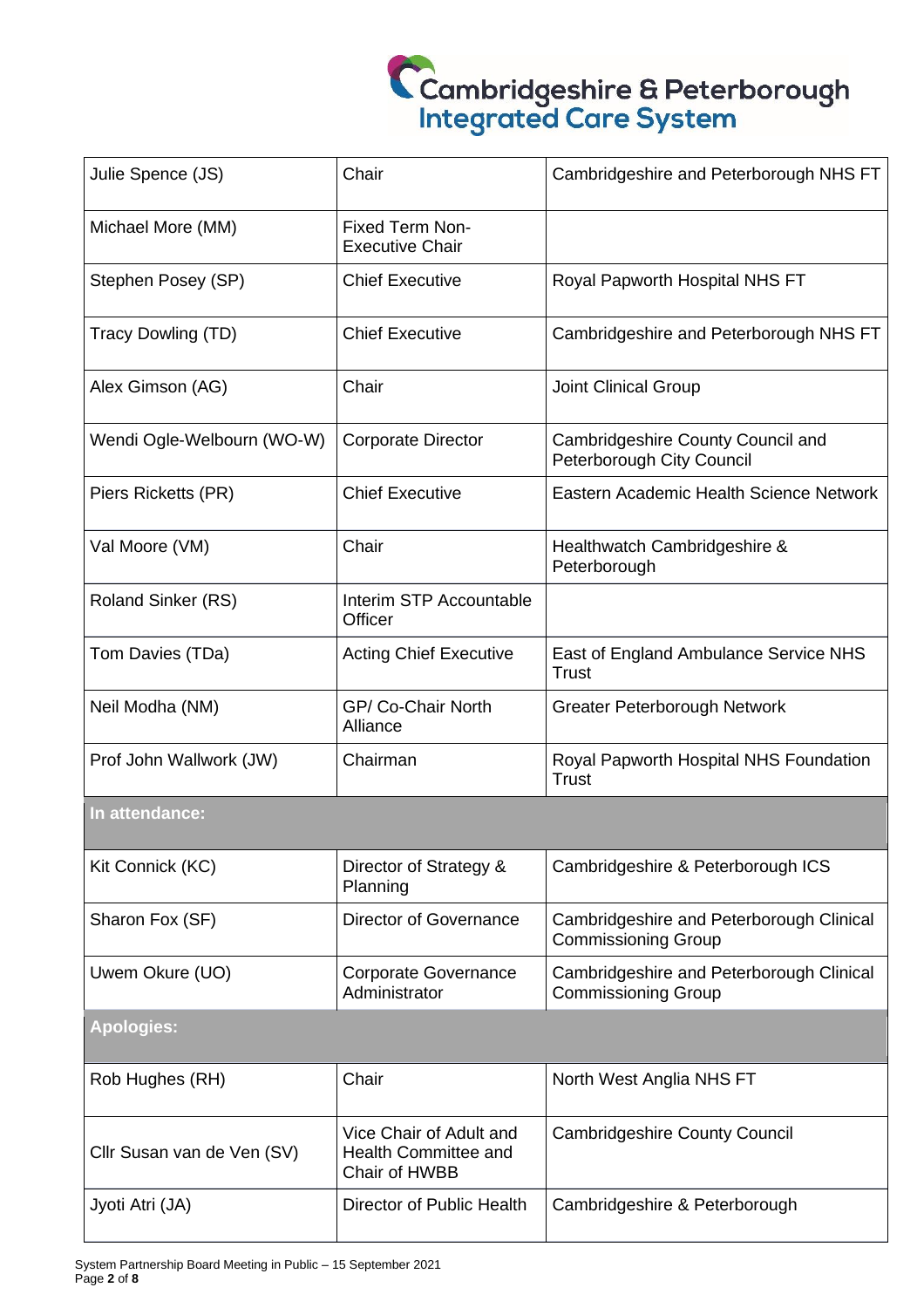| Julie Spence (JS) | Chair | Cambridgeshire and Peterborough NHS FT |
|---|---|---|
| Michael More (MM) | Fixed Term Non-Executive Chair | |
| Stephen Posey (SP) | Chief Executive | Royal Papworth Hospital NHS FT |
| Tracy Dowling (TD) | Chief Executive | Cambridgeshire and Peterborough NHS FT |
| Alex Gimson (AG) | Chair | Joint Clinical Group |
| Wendi Ogle-Welbourn (WO-W) | Corporate Director | Cambridgeshire County Council and Peterborough City Council |
| Piers Ricketts (PR) | Chief Executive | Eastern Academic Health Science Network |
| Val Moore (VM) | Chair | Healthwatch Cambridgeshire & Peterborough |
| Roland Sinker (RS) | Interim STP Accountable Officer | |
| Tom Davies (TDa) | Acting Chief Executive | East of England Ambulance Service NHS Trust |
| Neil Modha (NM) | GP/ Co-Chair North Alliance | Greater Peterborough Network |
| Prof John Wallwork (JW) | Chairman | Royal Papworth Hospital NHS Foundation Trust |
| **In attendance:** | | |
| Kit Connick (KC) | Director of Strategy & Planning | Cambridgeshire & Peterborough ICS |
| Sharon Fox (SF) | Director of Governance | Cambridgeshire and Peterborough Clinical Commissioning Group |
| Uwem Okure (UO) | Corporate Governance Administrator | Cambridgeshire and Peterborough Clinical Commissioning Group |
| **Apologies:** | | |
| Rob Hughes (RH) | Chair | North West Anglia NHS FT |
| Cllr Susan van de Ven (SV) | Vice Chair of Adult and Health Committee and Chair of HWBB | Cambridgeshire County Council |
| Jyoti Atri (JA) | Director of Public Health | Cambridgeshire & Peterborough |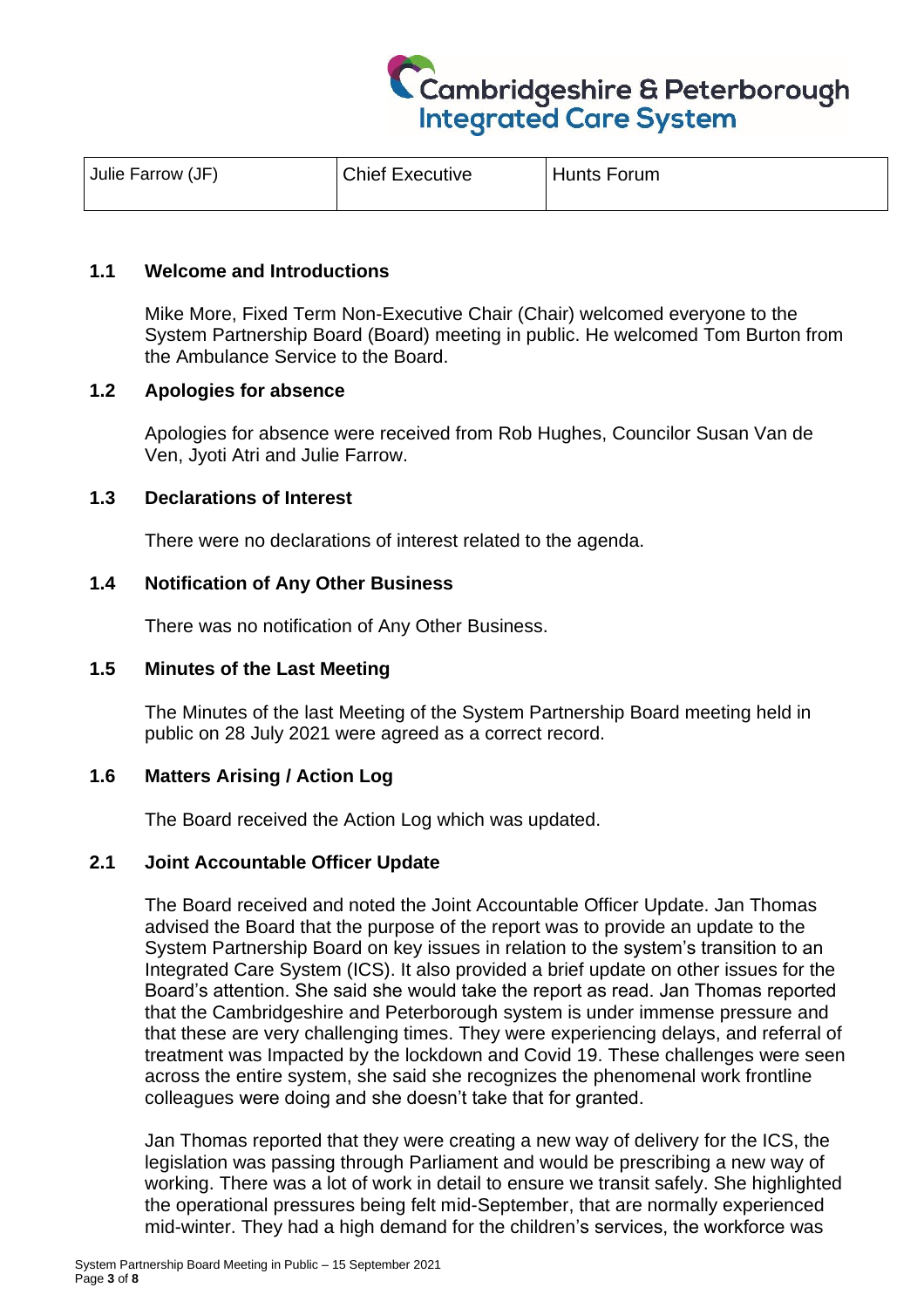| Julie Farrow (JF) | Chief Executive | Hunts Forum |
|---|---|---|

**1.1 Welcome and Introductions**

Mike More, Fixed Term Non-Executive Chair (Chair) welcomed everyone to the System Partnership Board (Board) meeting in public. He welcomed Tom Burton from the Ambulance Service to the Board.

**1.2 Apologies for absence**

Apologies for absence were received from Rob Hughes, Councilor Susan Van de Ven, Jyoti Atri and Julie Farrow.

**1.3 Declarations of Interest**

There were no declarations of interest related to the agenda.

**1.4 Notification of Any Other Business**

There was no notification of Any Other Business.

**1.5 Minutes of the Last Meeting**

The Minutes of the last Meeting of the System Partnership Board meeting held in public on 28 July 2021 were agreed as a correct record.

**1.6 Matters Arising / Action Log**

The Board received the Action Log which was updated.

**2.1 Joint Accountable Officer Update**

The Board received and noted the Joint Accountable Officer Update. Jan Thomas advised the Board that the purpose of the report was to provide an update to the System Partnership Board on key issues in relation to the system's transition to an Integrated Care System (ICS). It also provided a brief update on other issues for the Board's attention. She said she would take the report as read. Jan Thomas reported that the Cambridgeshire and Peterborough system is under immense pressure and that these are very challenging times. They were experiencing delays, and referral of treatment was Impacted by the lockdown and Covid 19. These challenges were seen across the entire system, she said she recognizes the phenomenal work frontline colleagues were doing and she doesn't take that for granted.

Jan Thomas reported that they were creating a new way of delivery for the ICS, the legislation was passing through Parliament and would be prescribing a new way of working. There was a lot of work in detail to ensure we transit safely. She highlighted the operational pressures being felt mid-September, that are normally experienced mid-winter. They had a high demand for the children's services, the workforce was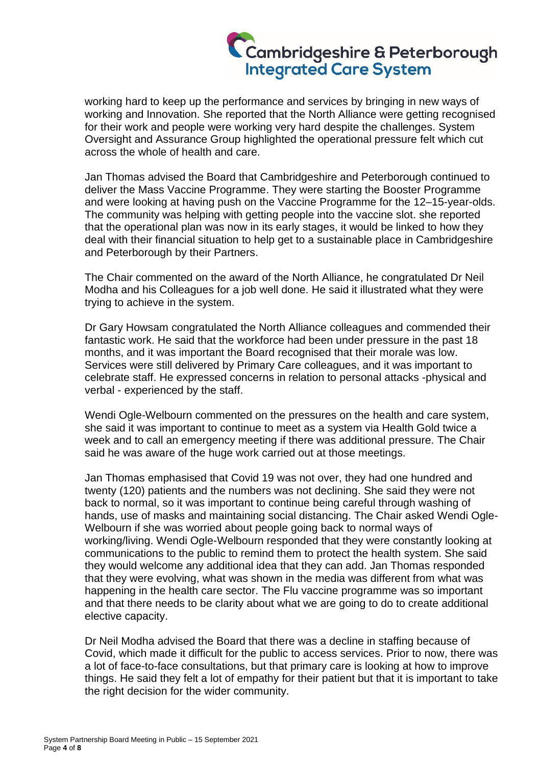working hard to keep up the performance and services by bringing in new ways of working and Innovation. She reported that the North Alliance were getting recognised for their work and people were working very hard despite the challenges. System Oversight and Assurance Group highlighted the operational pressure felt which cut across the whole of health and care.

Jan Thomas advised the Board that Cambridgeshire and Peterborough continued to deliver the Mass Vaccine Programme. They were starting the Booster Programme and were looking at having push on the Vaccine Programme for the 12–15-year-olds. The community was helping with getting people into the vaccine slot. she reported that the operational plan was now in its early stages, it would be linked to how they deal with their financial situation to help get to a sustainable place in Cambridgeshire and Peterborough by their Partners.

The Chair commented on the award of the North Alliance, he congratulated Dr Neil Modha and his Colleagues for a job well done. He said it illustrated what they were trying to achieve in the system.

Dr Gary Howsam congratulated the North Alliance colleagues and commended their fantastic work. He said that the workforce had been under pressure in the past 18 months, and it was important the Board recognised that their morale was low. Services were still delivered by Primary Care colleagues, and it was important to celebrate staff. He expressed concerns in relation to personal attacks -physical and verbal - experienced by the staff.

Wendi Ogle-Welbourn commented on the pressures on the health and care system, she said it was important to continue to meet as a system via Health Gold twice a week and to call an emergency meeting if there was additional pressure. The Chair said he was aware of the huge work carried out at those meetings.

Jan Thomas emphasised that Covid 19 was not over, they had one hundred and twenty (120) patients and the numbers was not declining. She said they were not back to normal, so it was important to continue being careful through washing of hands, use of masks and maintaining social distancing. The Chair asked Wendi Ogle-Welbourn if she was worried about people going back to normal ways of working/living. Wendi Ogle-Welbourn responded that they were constantly looking at communications to the public to remind them to protect the health system. She said they would welcome any additional idea that they can add. Jan Thomas responded that they were evolving, what was shown in the media was different from what was happening in the health care sector. The Flu vaccine programme was so important and that there needs to be clarity about what we are going to do to create additional elective capacity.

Dr Neil Modha advised the Board that there was a decline in staffing because of Covid, which made it difficult for the public to access services. Prior to now, there was a lot of face-to-face consultations, but that primary care is looking at how to improve things. He said they felt a lot of empathy for their patient but that it is important to take the right decision for the wider community.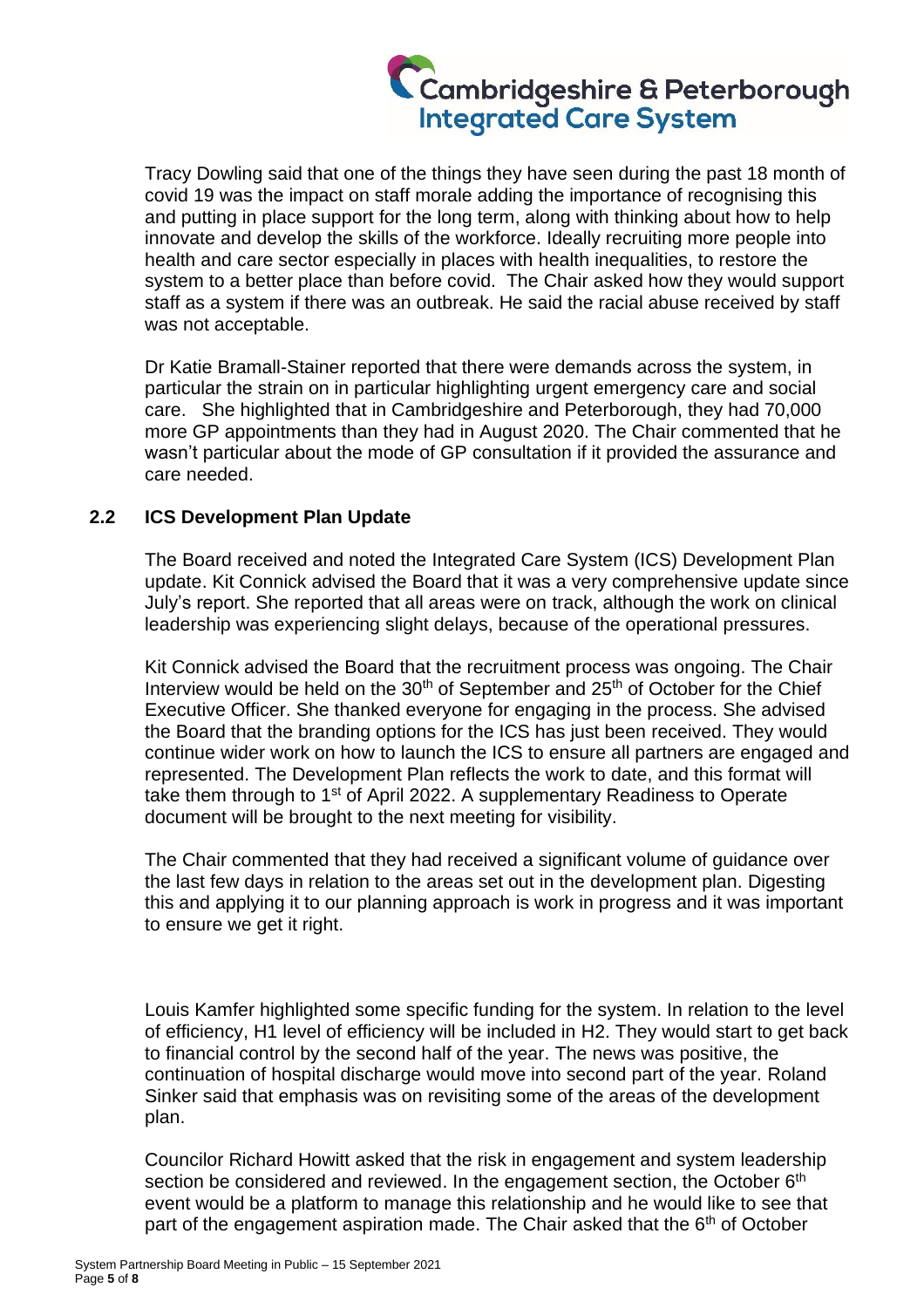Tracy Dowling said that one of the things they have seen during the past 18 month of covid 19 was the impact on staff morale adding the importance of recognising this and putting in place support for the long term, along with thinking about how to help innovate and develop the skills of the workforce. Ideally recruiting more people into health and care sector especially in places with health inequalities, to restore the system to a better place than before covid. The Chair asked how they would support staff as a system if there was an outbreak. He said the racial abuse received by staff was not acceptable.

Dr Katie Bramall-Stainer reported that there were demands across the system, in particular the strain on in particular highlighting urgent emergency care and social care. She highlighted that in Cambridgeshire and Peterborough, they had 70,000 more GP appointments than they had in August 2020. The Chair commented that he wasn't particular about the mode of GP consultation if it provided the assurance and care needed.

## 2.2 ICS Development Plan Update

The Board received and noted the Integrated Care System (ICS) Development Plan update. Kit Connick advised the Board that it was a very comprehensive update since July's report. She reported that all areas were on track, although the work on clinical leadership was experiencing slight delays, because of the operational pressures.

Kit Connick advised the Board that the recruitment process was ongoing. The Chair Interview would be held on the 30th of September and 25th of October for the Chief Executive Officer. She thanked everyone for engaging in the process. She advised the Board that the branding options for the ICS has just been received. They would continue wider work on how to launch the ICS to ensure all partners are engaged and represented. The Development Plan reflects the work to date, and this format will take them through to 1st of April 2022. A supplementary Readiness to Operate document will be brought to the next meeting for visibility.

The Chair commented that they had received a significant volume of guidance over the last few days in relation to the areas set out in the development plan. Digesting this and applying it to our planning approach is work in progress and it was important to ensure we get it right.

Louis Kamfer highlighted some specific funding for the system. In relation to the level of efficiency, H1 level of efficiency will be included in H2. They would start to get back to financial control by the second half of the year. The news was positive, the continuation of hospital discharge would move into second part of the year. Roland Sinker said that emphasis was on revisiting some of the areas of the development plan.

Councilor Richard Howitt asked that the risk in engagement and system leadership section be considered and reviewed. In the engagement section, the October 6th event would be a platform to manage this relationship and he would like to see that part of the engagement aspiration made. The Chair asked that the 6th of October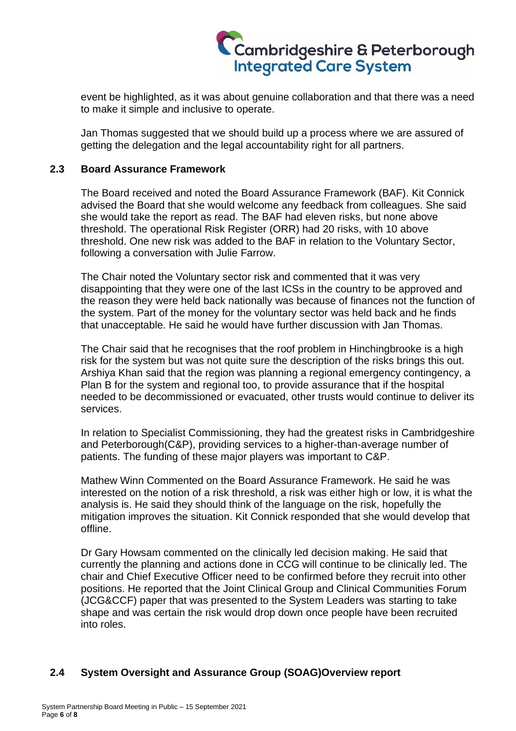event be highlighted, as it was about genuine collaboration and that there was a need to make it simple and inclusive to operate.

Jan Thomas suggested that we should build up a process where we are assured of getting the delegation and the legal accountability right for all partners.

**2.3 Board Assurance Framework**

The Board received and noted the Board Assurance Framework (BAF). Kit Connick advised the Board that she would welcome any feedback from colleagues. She said she would take the report as read. The BAF had eleven risks, but none above threshold. The operational Risk Register (ORR) had 20 risks, with 10 above threshold. One new risk was added to the BAF in relation to the Voluntary Sector, following a conversation with Julie Farrow.

The Chair noted the Voluntary sector risk and commented that it was very disappointing that they were one of the last ICSs in the country to be approved and the reason they were held back nationally was because of finances not the function of the system. Part of the money for the voluntary sector was held back and he finds that unacceptable. He said he would have further discussion with Jan Thomas.

The Chair said that he recognises that the roof problem in Hinchingbrooke is a high risk for the system but was not quite sure the description of the risks brings this out. Arshiya Khan said that the region was planning a regional emergency contingency, a Plan B for the system and regional too, to provide assurance that if the hospital needed to be decommissioned or evacuated, other trusts would continue to deliver its services.

In relation to Specialist Commissioning, they had the greatest risks in Cambridgeshire and Peterborough(C&P), providing services to a higher-than-average number of patients. The funding of these major players was important to C&P.

Mathew Winn Commented on the Board Assurance Framework. He said he was interested on the notion of a risk threshold, a risk was either high or low, it is what the analysis is. He said they should think of the language on the risk, hopefully the mitigation improves the situation. Kit Connick responded that she would develop that offline.

Dr Gary Howsam commented on the clinically led decision making. He said that currently the planning and actions done in CCG will continue to be clinically led. The chair and Chief Executive Officer need to be confirmed before they recruit into other positions. He reported that the Joint Clinical Group and Clinical Communities Forum (JCG&CCF) paper that was presented to the System Leaders was starting to take shape and was certain the risk would drop down once people have been recruited into roles.

**2.4 System Oversight and Assurance Group (SOAG)Overview report**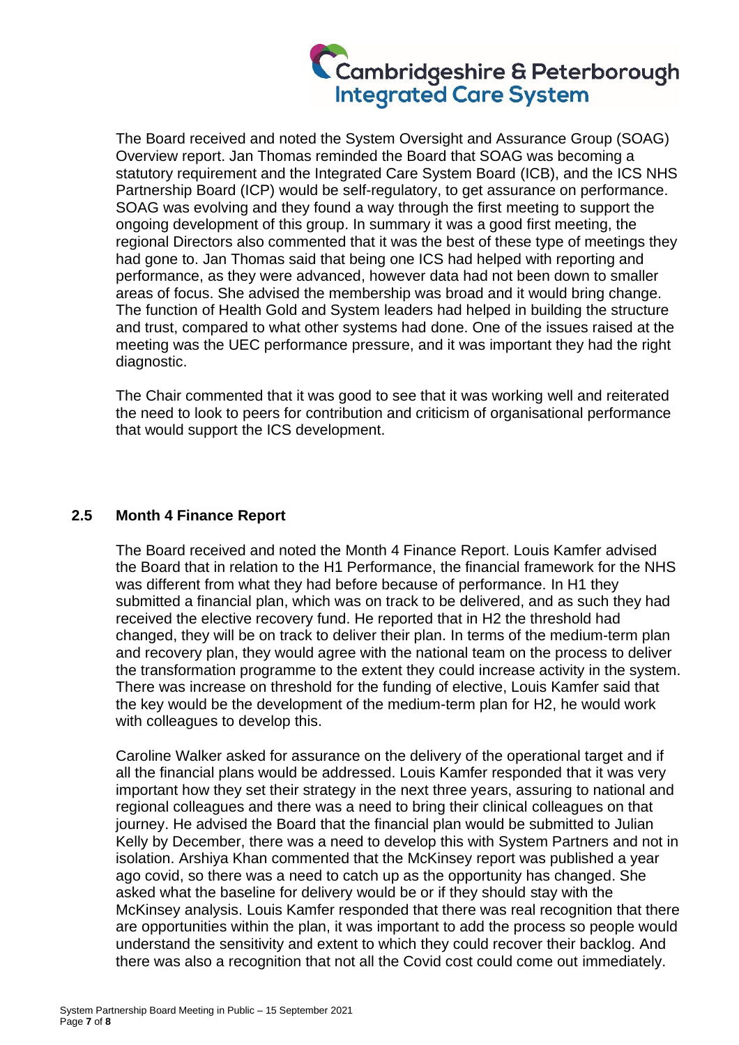The Board received and noted the System Oversight and Assurance Group (SOAG) Overview report. Jan Thomas reminded the Board that SOAG was becoming a statutory requirement and the Integrated Care System Board (ICB), and the ICS NHS Partnership Board (ICP) would be self-regulatory, to get assurance on performance. SOAG was evolving and they found a way through the first meeting to support the ongoing development of this group. In summary it was a good first meeting, the regional Directors also commented that it was the best of these type of meetings they had gone to. Jan Thomas said that being one ICS had helped with reporting and performance, as they were advanced, however data had not been down to smaller areas of focus. She advised the membership was broad and it would bring change. The function of Health Gold and System leaders had helped in building the structure and trust, compared to what other systems had done. One of the issues raised at the meeting was the UEC performance pressure, and it was important they had the right diagnostic.

The Chair commented that it was good to see that it was working well and reiterated the need to look to peers for contribution and criticism of organisational performance that would support the ICS development.

## 2.5 Month 4 Finance Report

The Board received and noted the Month 4 Finance Report. Louis Kamfer advised the Board that in relation to the H1 Performance, the financial framework for the NHS was different from what they had before because of performance. In H1 they submitted a financial plan, which was on track to be delivered, and as such they had received the elective recovery fund. He reported that in H2 the threshold had changed, they will be on track to deliver their plan. In terms of the medium-term plan and recovery plan, they would agree with the national team on the process to deliver the transformation programme to the extent they could increase activity in the system. There was increase on threshold for the funding of elective, Louis Kamfer said that the key would be the development of the medium-term plan for H2, he would work with colleagues to develop this.

Caroline Walker asked for assurance on the delivery of the operational target and if all the financial plans would be addressed. Louis Kamfer responded that it was very important how they set their strategy in the next three years, assuring to national and regional colleagues and there was a need to bring their clinical colleagues on that journey. He advised the Board that the financial plan would be submitted to Julian Kelly by December, there was a need to develop this with System Partners and not in isolation. Arshiya Khan commented that the McKinsey report was published a year ago covid, so there was a need to catch up as the opportunity has changed. She asked what the baseline for delivery would be or if they should stay with the McKinsey analysis. Louis Kamfer responded that there was real recognition that there are opportunities within the plan, it was important to add the process so people would understand the sensitivity and extent to which they could recover their backlog. And there was also a recognition that not all the Covid cost could come out immediately.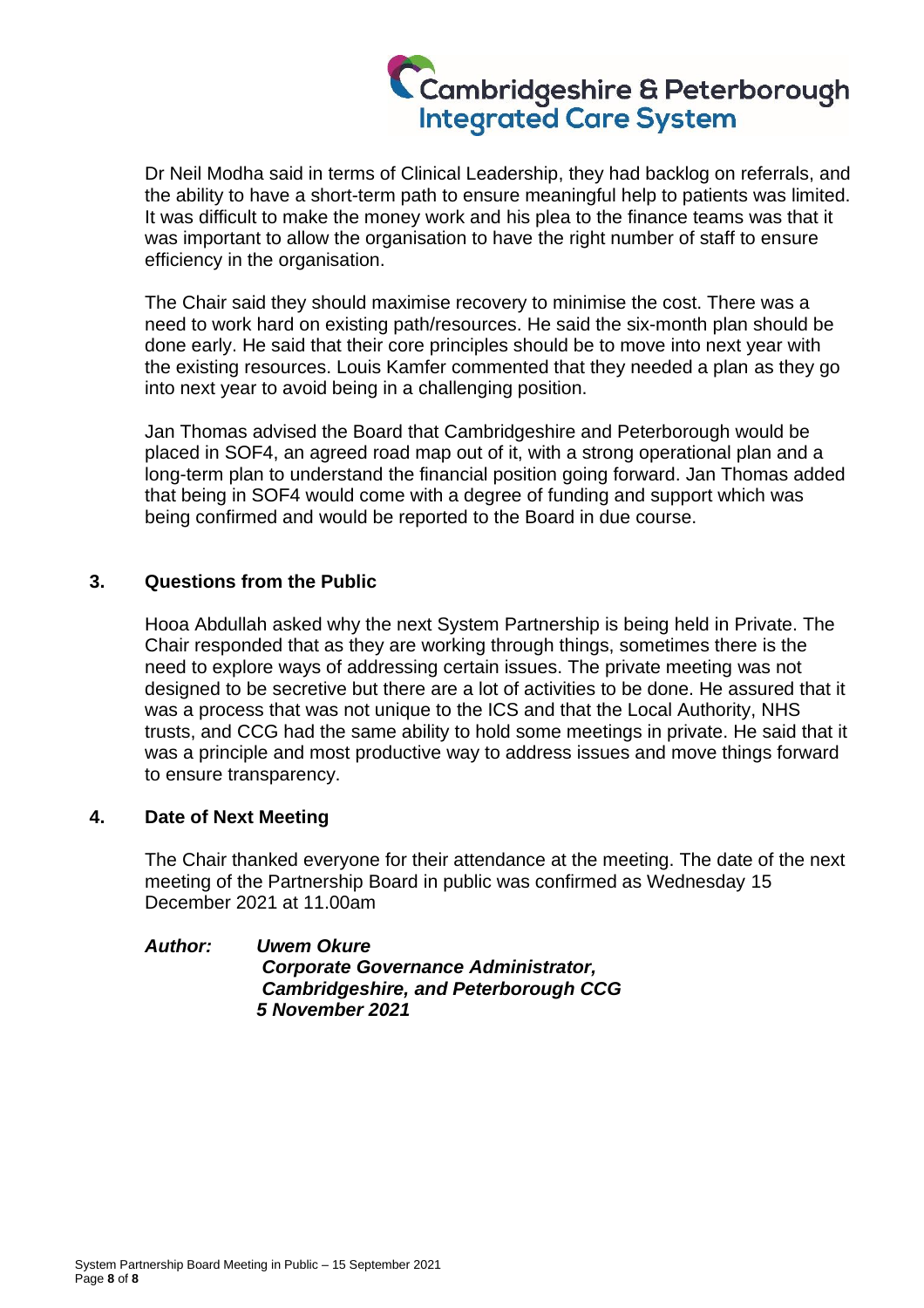Dr Neil Modha said in terms of Clinical Leadership, they had backlog on referrals, and the ability to have a short-term path to ensure meaningful help to patients was limited. It was difficult to make the money work and his plea to the finance teams was that it was important to allow the organisation to have the right number of staff to ensure efficiency in the organisation.

The Chair said they should maximise recovery to minimise the cost. There was a need to work hard on existing path/resources. He said the six-month plan should be done early. He said that their core principles should be to move into next year with the existing resources. Louis Kamfer commented that they needed a plan as they go into next year to avoid being in a challenging position.

Jan Thomas advised the Board that Cambridgeshire and Peterborough would be placed in SOF4, an agreed road map out of it, with a strong operational plan and a long-term plan to understand the financial position going forward. Jan Thomas added that being in SOF4 would come with a degree of funding and support which was being confirmed and would be reported to the Board in due course.

## 3. Questions from the Public

Hooa Abdullah asked why the next System Partnership is being held in Private. The Chair responded that as they are working through things, sometimes there is the need to explore ways of addressing certain issues. The private meeting was not designed to be secretive but there are a lot of activities to be done. He assured that it was a process that was not unique to the ICS and that the Local Authority, NHS trusts, and CCG had the same ability to hold some meetings in private. He said that it was a principle and most productive way to address issues and move things forward to ensure transparency.

## 4. Date of Next Meeting

The Chair thanked everyone for their attendance at the meeting. The date of the next meeting of the Partnership Board in public was confirmed as Wednesday 15 December 2021 at 11.00am

***Author:*** ***Uwem Okure***
***Corporate Governance Administrator,***
***Cambridgeshire, and Peterborough CCG***
***5 November 2021***